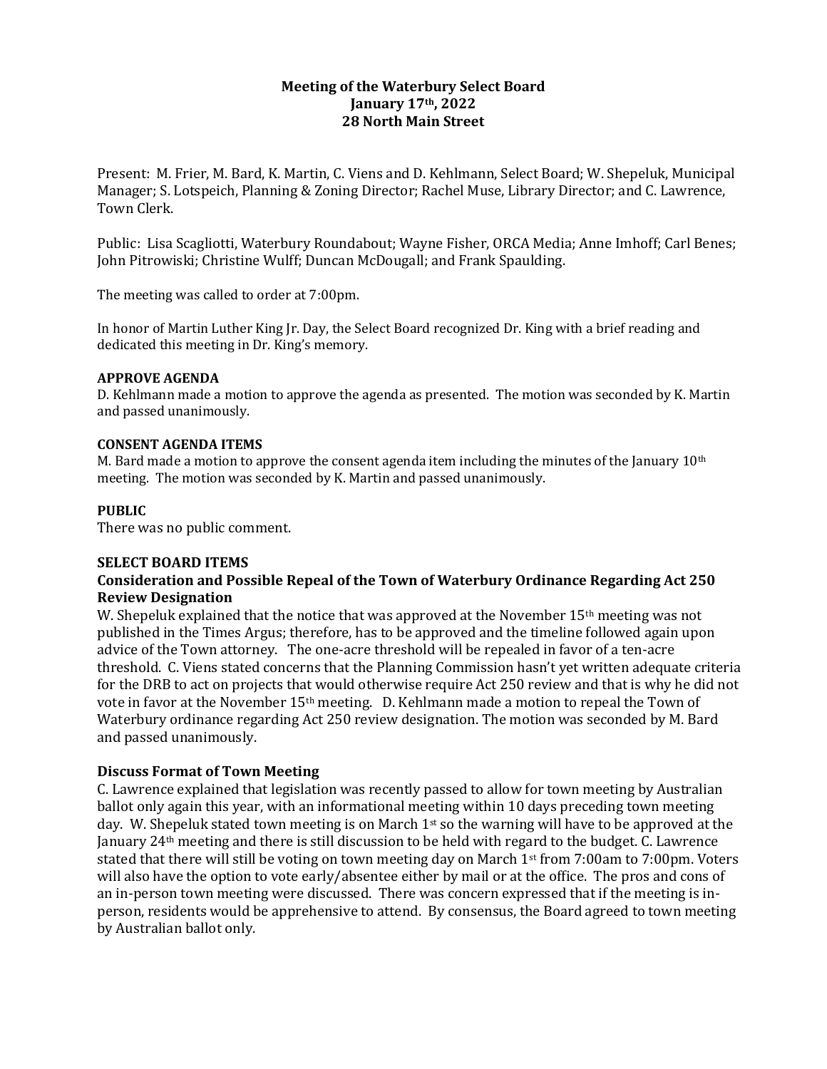**Meeting of the Waterbury Select Board**
**January 17th, 2022**
**28 North Main Street**

Present: M. Frier, M. Bard, K. Martin, C. Viens and D. Kehlmann, Select Board; W. Shepeluk, Municipal Manager; S. Lotspeich, Planning & Zoning Director; Rachel Muse, Library Director; and C. Lawrence, Town Clerk.

Public: Lisa Scagliotti, Waterbury Roundabout; Wayne Fisher, ORCA Media; Anne Imhoff; Carl Benes; John Pitrowiski; Christine Wulff; Duncan McDougall; and Frank Spaulding.

The meeting was called to order at 7:00pm.

In honor of Martin Luther King Jr. Day, the Select Board recognized Dr. King with a brief reading and dedicated this meeting in Dr. King's memory.

**APPROVE AGENDA**

D. Kehlmann made a motion to approve the agenda as presented. The motion was seconded by K. Martin and passed unanimously.

**CONSENT AGENDA ITEMS**

M. Bard made a motion to approve the consent agenda item including the minutes of the January 10th meeting. The motion was seconded by K. Martin and passed unanimously.

**PUBLIC**

There was no public comment.

**SELECT BOARD ITEMS**

**Consideration and Possible Repeal of the Town of Waterbury Ordinance Regarding Act 250 Review Designation**

W. Shepeluk explained that the notice that was approved at the November 15th meeting was not published in the Times Argus; therefore, has to be approved and the timeline followed again upon advice of the Town attorney. The one-acre threshold will be repealed in favor of a ten-acre threshold. C. Viens stated concerns that the Planning Commission hasn't yet written adequate criteria for the DRB to act on projects that would otherwise require Act 250 review and that is why he did not vote in favor at the November 15th meeting. D. Kehlmann made a motion to repeal the Town of Waterbury ordinance regarding Act 250 review designation. The motion was seconded by M. Bard and passed unanimously.

**Discuss Format of Town Meeting**

C. Lawrence explained that legislation was recently passed to allow for town meeting by Australian ballot only again this year, with an informational meeting within 10 days preceding town meeting day. W. Shepeluk stated town meeting is on March 1st so the warning will have to be approved at the January 24th meeting and there is still discussion to be held with regard to the budget. C. Lawrence stated that there will still be voting on town meeting day on March 1st from 7:00am to 7:00pm. Voters will also have the option to vote early/absentee either by mail or at the office. The pros and cons of an in-person town meeting were discussed. There was concern expressed that if the meeting is in-person, residents would be apprehensive to attend. By consensus, the Board agreed to town meeting by Australian ballot only.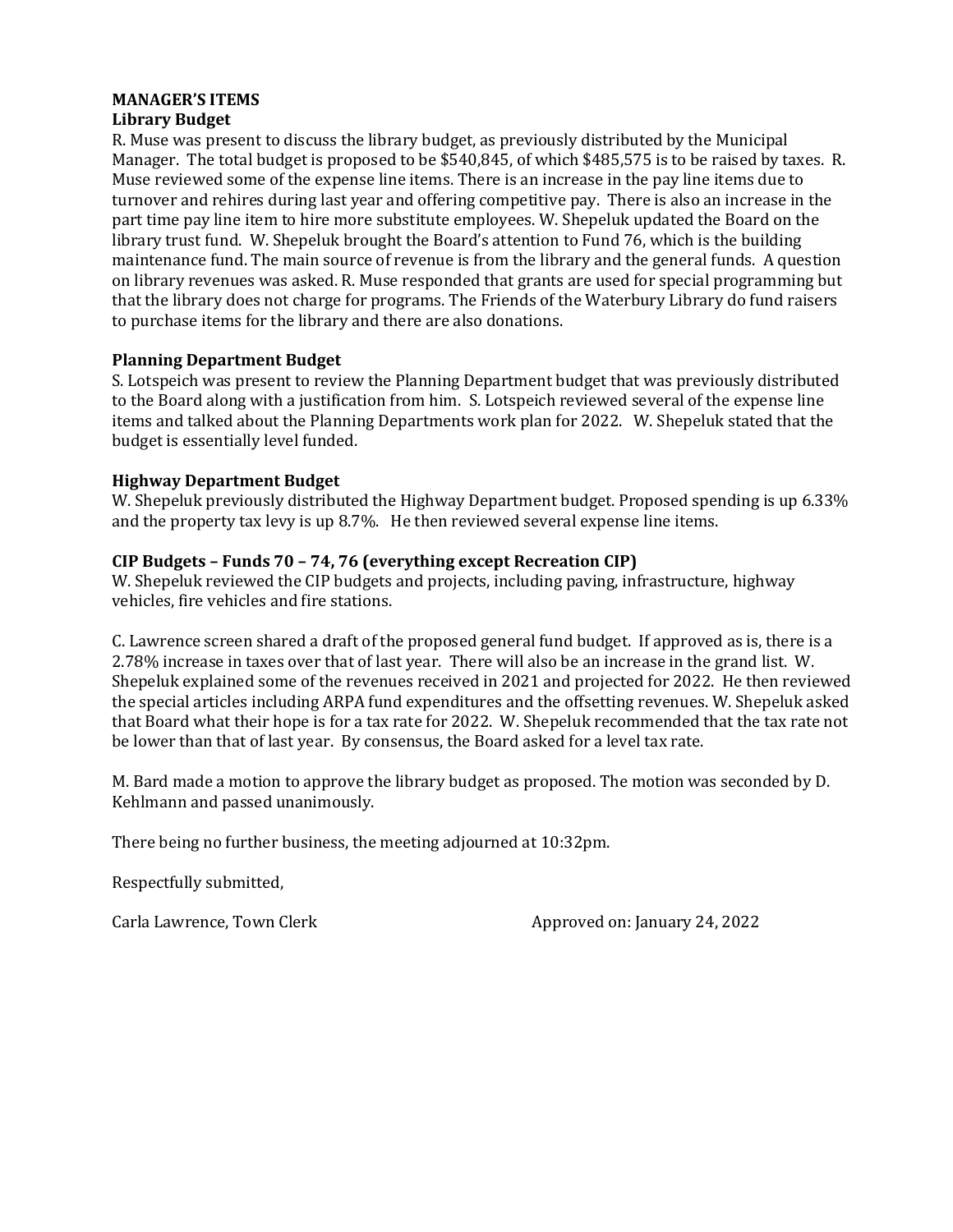**MANAGER'S ITEMS**

**Library Budget**

R. Muse was present to discuss the library budget, as previously distributed by the Municipal Manager. The total budget is proposed to be $540,845, of which $485,575 is to be raised by taxes. R. Muse reviewed some of the expense line items. There is an increase in the pay line items due to turnover and rehires during last year and offering competitive pay. There is also an increase in the part time pay line item to hire more substitute employees. W. Shepeluk updated the Board on the library trust fund. W. Shepeluk brought the Board's attention to Fund 76, which is the building maintenance fund. The main source of revenue is from the library and the general funds. A question on library revenues was asked. R. Muse responded that grants are used for special programming but that the library does not charge for programs. The Friends of the Waterbury Library do fund raisers to purchase items for the library and there are also donations.

**Planning Department Budget**

S. Lotspeich was present to review the Planning Department budget that was previously distributed to the Board along with a justification from him. S. Lotspeich reviewed several of the expense line items and talked about the Planning Departments work plan for 2022. W. Shepeluk stated that the budget is essentially level funded.

**Highway Department Budget**

W. Shepeluk previously distributed the Highway Department budget. Proposed spending is up 6.33% and the property tax levy is up 8.7%. He then reviewed several expense line items.

**CIP Budgets – Funds 70 – 74, 76 (everything except Recreation CIP)**

W. Shepeluk reviewed the CIP budgets and projects, including paving, infrastructure, highway vehicles, fire vehicles and fire stations.

C. Lawrence screen shared a draft of the proposed general fund budget. If approved as is, there is a 2.78% increase in taxes over that of last year. There will also be an increase in the grand list. W. Shepeluk explained some of the revenues received in 2021 and projected for 2022. He then reviewed the special articles including ARPA fund expenditures and the offsetting revenues. W. Shepeluk asked that Board what their hope is for a tax rate for 2022. W. Shepeluk recommended that the tax rate not be lower than that of last year. By consensus, the Board asked for a level tax rate.

M. Bard made a motion to approve the library budget as proposed. The motion was seconded by D. Kehlmann and passed unanimously.

There being no further business, the meeting adjourned at 10:32pm.

Respectfully submitted,

Carla Lawrence, Town Clerk

Approved on: January 24, 2022